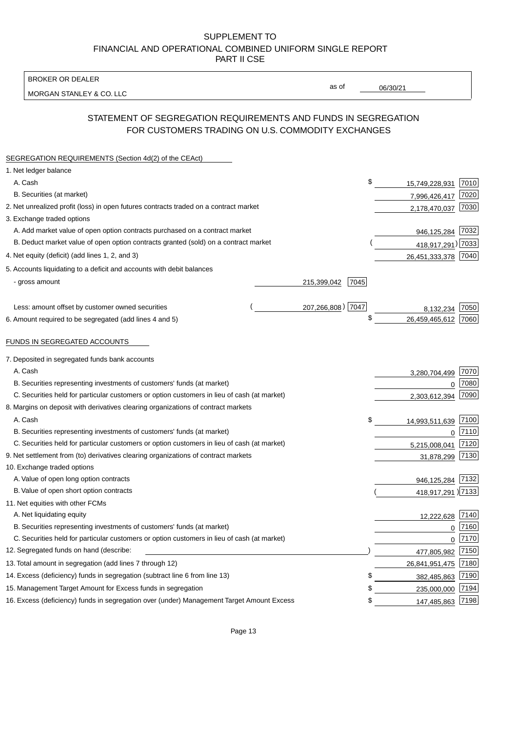SUPPLEMENT TO
FINANCIAL AND OPERATIONAL COMBINED UNIFORM SINGLE REPORT
PART II CSE

| BROKER OR DEALER | | |
|---|---|---|
| MORGAN STANLEY & CO. LLC | as of | 06/30/21 |

## STATEMENT OF SEGREGATION REQUIREMENTS AND FUNDS IN SEGREGATION FOR CUSTOMERS TRADING ON U.S. COMMODITY EXCHANGES

SEGREGATION REQUIREMENTS (Section 4d(2) of the CEAct)

| Item | | | Amount | Code |
|---|---|---|---|---|
| 1. Net ledger balance | | | | |
| A. Cash | | | $ 15,749,228,931 | 7010 |
| B. Securities (at market) | | | 7,996,426,417 | 7020 |
| 2. Net unrealized profit (loss) in open futures contracts traded on a contract market | | | 2,178,470,037 | 7030 |
| 3. Exchange traded options | | | | |
| A. Add market value of open option contracts purchased on a contract market | | | 946,125,284 | 7032 |
| B. Deduct market value of open option contracts granted (sold) on a contract market | | | (418,917,291) | 7033 |
| 4. Net equity (deficit) (add lines 1, 2, and 3) | | | 26,451,333,378 | 7040 |
| 5. Accounts liquidating to a deficit and accounts with debit balances | | | | |
| - gross amount | 215,399,042 | 7045 | | |
| Less: amount offset by customer owned securities | (207,266,808) | 7047 | 8,132,234 | 7050 |
| 6. Amount required to be segregated (add lines 4 and 5) | | | $ 26,459,465,612 | 7060 |

FUNDS IN SEGREGATED ACCOUNTS

| Item | Amount | Code |
|---|---|---|
| 7. Deposited in segregated funds bank accounts | | |
| A. Cash | 3,280,704,499 | 7070 |
| B. Securities representing investments of customers' funds (at market) | 0 | 7080 |
| C. Securities held for particular customers or option customers in lieu of cash (at market) | 2,303,612,394 | 7090 |
| 8. Margins on deposit with derivatives clearing organizations of contract markets | | |
| A. Cash | $ 14,993,511,639 | 7100 |
| B. Securities representing investments of customers' funds (at market) | 0 | 7110 |
| C. Securities held for particular customers or option customers in lieu of cash (at market) | 5,215,008,041 | 7120 |
| 9. Net settlement from (to) derivatives clearing organizations of contract markets | 31,878,299 | 7130 |
| 10. Exchange traded options | | |
| A. Value of open long option contracts | 946,125,284 | 7132 |
| B. Value of open short option contracts | (418,917,291) | 7133 |
| 11. Net equities with other FCMs | | |
| A. Net liquidating equity | 12,222,628 | 7140 |
| B. Securities representing investments of customers' funds (at market) | 0 | 7160 |
| C. Securities held for particular customers or option customers in lieu of cash (at market) | 0 | 7170 |
| 12. Segregated funds on hand (describe: ) | 477,805,982 | 7150 |
| 13. Total amount in segregation (add lines 7 through 12) | 26,841,951,475 | 7180 |
| 14. Excess (deficiency) funds in segregation (subtract line 6 from line 13) | $ 382,485,863 | 7190 |
| 15. Management Target Amount for Excess funds in segregation | $ 235,000,000 | 7194 |
| 16. Excess (deficiency) funds in segregation over (under) Management Target Amount Excess | $ 147,485,863 | 7198 |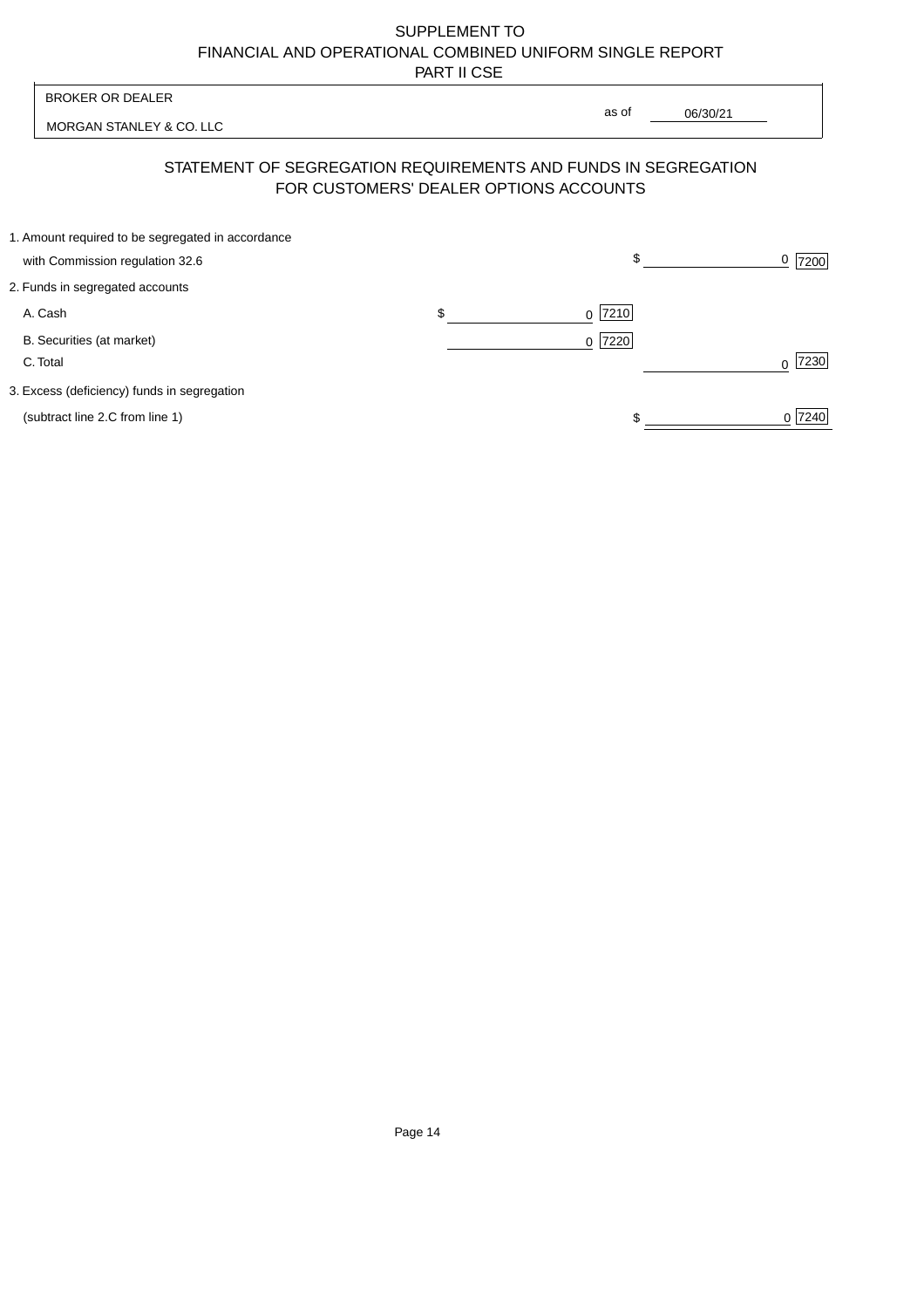SUPPLEMENT TO
FINANCIAL AND OPERATIONAL COMBINED UNIFORM SINGLE REPORT
PART II CSE

| BROKER OR DEALER | |
|---|---|
| MORGAN STANLEY & CO. LLC | as of 06/30/21 |

## STATEMENT OF SEGREGATION REQUIREMENTS AND FUNDS IN SEGREGATION FOR CUSTOMERS' DEALER OPTIONS ACCOUNTS

| | | | | |
|---|---|---|---|---|
| 1. Amount required to be segregated in accordance with Commission regulation 32.6 | | | $ 0 | 7200 |
| 2. Funds in segregated accounts | | | | |
| A. Cash | $ 0 | 7210 | | |
| B. Securities (at market) | 0 | 7220 | | |
| C. Total | | | 0 | 7230 |
| 3. Excess (deficiency) funds in segregation (subtract line 2.C from line 1) | | | $ 0 | 7240 |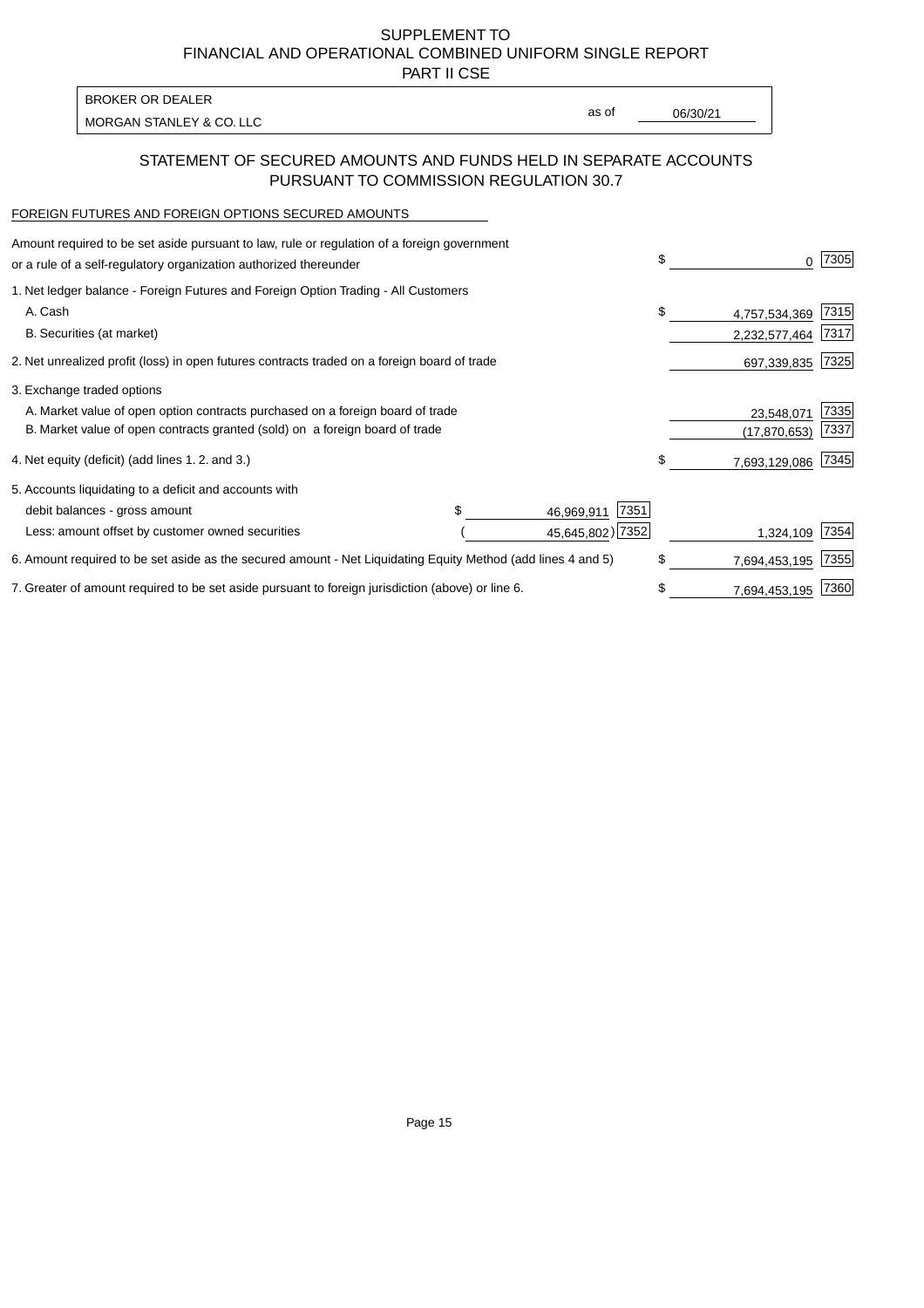SUPPLEMENT TO
FINANCIAL AND OPERATIONAL COMBINED UNIFORM SINGLE REPORT
PART II CSE

BROKER OR DEALER
MORGAN STANLEY & CO. LLC

as of 06/30/21

## STATEMENT OF SECURED AMOUNTS AND FUNDS HELD IN SEPARATE ACCOUNTS PURSUANT TO COMMISSION REGULATION 30.7

FOREIGN FUTURES AND FOREIGN OPTIONS SECURED AMOUNTS

| | | | | |
|---|---|---|---|---|
| Amount required to be set aside pursuant to law, rule or regulation of a foreign government or a rule of a self-regulatory organization authorized thereunder | | | $ 0 | 7305 |
| 1. Net ledger balance - Foreign Futures and Foreign Option Trading - All Customers | | | | |
| A. Cash | | | $ 4,757,534,369 | 7315 |
| B. Securities (at market) | | | 2,232,577,464 | 7317 |
| 2. Net unrealized profit (loss) in open futures contracts traded on a foreign board of trade | | | 697,339,835 | 7325 |
| 3. Exchange traded options | | | | |
| A. Market value of open option contracts purchased on a foreign board of trade | | | 23,548,071 | 7335 |
| B. Market value of open contracts granted (sold) on a foreign board of trade | | | (17,870,653) | 7337 |
| 4. Net equity (deficit) (add lines 1. 2. and 3.) | | | $ 7,693,129,086 | 7345 |
| 5. Accounts liquidating to a deficit and accounts with | | | | |
| debit balances - gross amount | $ 46,969,911 | 7351 | | |
| Less: amount offset by customer owned securities | ( 45,645,802) | 7352 | 1,324,109 | 7354 |
| 6. Amount required to be set aside as the secured amount - Net Liquidating Equity Method (add lines 4 and 5) | | | $ 7,694,453,195 | 7355 |
| 7. Greater of amount required to be set aside pursuant to foreign jurisdiction (above) or line 6. | | | $ 7,694,453,195 | 7360 |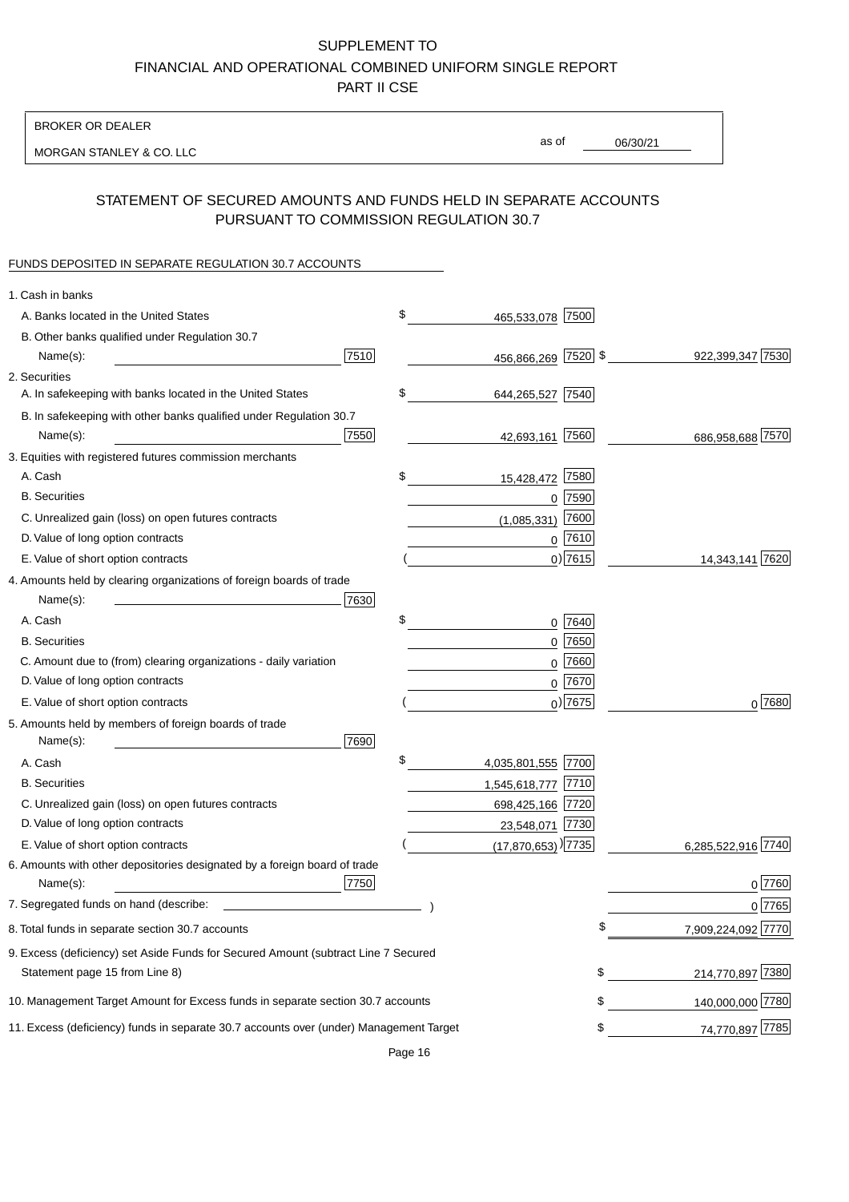SUPPLEMENT TO
FINANCIAL AND OPERATIONAL COMBINED UNIFORM SINGLE REPORT
PART II CSE

BROKER OR DEALER

MORGAN STANLEY & CO. LLC

as of 06/30/21

## STATEMENT OF SECURED AMOUNTS AND FUNDS HELD IN SEPARATE ACCOUNTS PURSUANT TO COMMISSION REGULATION 30.7

FUNDS DEPOSITED IN SEPARATE REGULATION 30.7 ACCOUNTS

| | | | | |
|---|---|---|---|---|
| 1. Cash in banks | | | | |
| A. Banks located in the United States | | $ 465,533,078 | 7500 | |
| B. Other banks qualified under Regulation 30.7 Name(s): | 7510 | 456,866,269 | 7520 | $ 922,399,347 7530 |
| 2. Securities | | | | |
| A. In safekeeping with banks located in the United States | | $ 644,265,527 | 7540 | |
| B. In safekeeping with other banks qualified under Regulation 30.7 Name(s): | 7550 | 42,693,161 | 7560 | 686,958,688 7570 |
| 3. Equities with registered futures commission merchants | | | | |
| A. Cash | | $ 15,428,472 | 7580 | |
| B. Securities | | 0 | 7590 | |
| C. Unrealized gain (loss) on open futures contracts | | (1,085,331) | 7600 | |
| D. Value of long option contracts | | 0 | 7610 | |
| E. Value of short option contracts | | ( 0) | 7615 | 14,343,141 7620 |
| 4. Amounts held by clearing organizations of foreign boards of trade Name(s): | 7630 | | | |
| A. Cash | | $ 0 | 7640 | |
| B. Securities | | 0 | 7650 | |
| C. Amount due to (from) clearing organizations - daily variation | | 0 | 7660 | |
| D. Value of long option contracts | | 0 | 7670 | |
| E. Value of short option contracts | | ( 0) | 7675 | 0 7680 |
| 5. Amounts held by members of foreign boards of trade Name(s): | 7690 | | | |
| A. Cash | | $ 4,035,801,555 | 7700 | |
| B. Securities | | 1,545,618,777 | 7710 | |
| C. Unrealized gain (loss) on open futures contracts | | 698,425,166 | 7720 | |
| D. Value of long option contracts | | 23,548,071 | 7730 | |
| E. Value of short option contracts | | ( (17,870,653) ) | 7735 | 6,285,522,916 7740 |
| 6. Amounts with other depositories designated by a foreign board of trade Name(s): | 7750 | | | 0 7760 |
| 7. Segregated funds on hand (describe: ) | | | | 0 7765 |
| 8. Total funds in separate section 30.7 accounts | | | | $ 7,909,224,092 7770 |
| 9. Excess (deficiency) set Aside Funds for Secured Amount (subtract Line 7 Secured Statement page 15 from Line 8) | | | | $ 214,770,897 7380 |
| 10. Management Target Amount for Excess funds in separate section 30.7 accounts | | | | $ 140,000,000 7780 |
| 11. Excess (deficiency) funds in separate 30.7 accounts over (under) Management Target | | | | $ 74,770,897 7785 |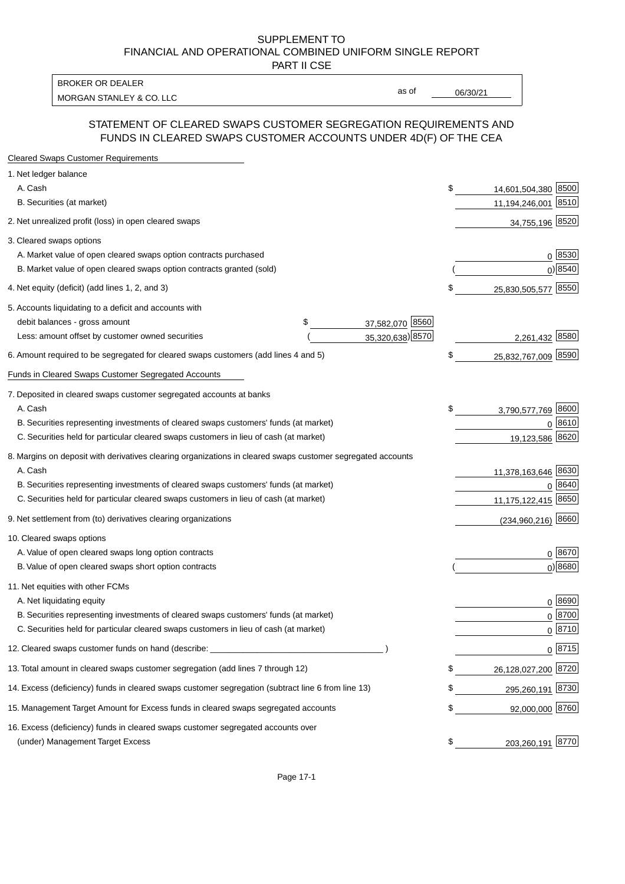SUPPLEMENT TO
FINANCIAL AND OPERATIONAL COMBINED UNIFORM SINGLE REPORT
PART II CSE

BROKER OR DEALER
MORGAN STANLEY & CO. LLC

as of 06/30/21

## STATEMENT OF CLEARED SWAPS CUSTOMER SEGREGATION REQUIREMENTS AND FUNDS IN CLEARED SWAPS CUSTOMER ACCOUNTS UNDER 4D(F) OF THE CEA

| | | | |
|---|---|---|---|
| **Cleared Swaps Customer Requirements** | | | |
| 1. Net ledger balance | | | |
| A. Cash | | $ 14,601,504,380 | 8500 |
| B. Securities (at market) | | 11,194,246,001 | 8510 |
| 2. Net unrealized profit (loss) in open cleared swaps | | 34,755,196 | 8520 |
| 3. Cleared swaps options | | | |
| A. Market value of open cleared swaps option contracts purchased | | 0 | 8530 |
| B. Market value of open cleared swaps option contracts granted (sold) | | ( 0) | 8540 |
| 4. Net equity (deficit) (add lines 1, 2, and 3) | | $ 25,830,505,577 | 8550 |
| 5. Accounts liquidating to a deficit and accounts with | | | |
| debit balances - gross amount | $ 37,582,070 [8560] | | |
| Less: amount offset by customer owned securities | ( 35,320,638) [8570] | 2,261,432 | 8580 |
| 6. Amount required to be segregated for cleared swaps customers (add lines 4 and 5) | | $ 25,832,767,009 | 8590 |
| **Funds in Cleared Swaps Customer Segregated Accounts** | | | |
| 7. Deposited in cleared swaps customer segregated accounts at banks | | | |
| A. Cash | | $ 3,790,577,769 | 8600 |
| B. Securities representing investments of cleared swaps customers' funds (at market) | | 0 | 8610 |
| C. Securities held for particular cleared swaps customers in lieu of cash (at market) | | 19,123,586 | 8620 |
| 8. Margins on deposit with derivatives clearing organizations in cleared swaps customer segregated accounts | | | |
| A. Cash | | 11,378,163,646 | 8630 |
| B. Securities representing investments of cleared swaps customers' funds (at market) | | 0 | 8640 |
| C. Securities held for particular cleared swaps customers in lieu of cash (at market) | | 11,175,122,415 | 8650 |
| 9. Net settlement from (to) derivatives clearing organizations | | (234,960,216) | 8660 |
| 10. Cleared swaps options | | | |
| A. Value of open cleared swaps long option contracts | | 0 | 8670 |
| B. Value of open cleared swaps short option contracts | | ( 0) | 8680 |
| 11. Net equities with other FCMs | | | |
| A. Net liquidating equity | | 0 | 8690 |
| B. Securities representing investments of cleared swaps customers' funds (at market) | | 0 | 8700 |
| C. Securities held for particular cleared swaps customers in lieu of cash (at market) | | 0 | 8710 |
| 12. Cleared swaps customer funds on hand (describe: ______________________ ) | | 0 | 8715 |
| 13. Total amount in cleared swaps customer segregation (add lines 7 through 12) | | $ 26,128,027,200 | 8720 |
| 14. Excess (deficiency) funds in cleared swaps customer segregation (subtract line 6 from line 13) | | $ 295,260,191 | 8730 |
| 15. Management Target Amount for Excess funds in cleared swaps segregated accounts | | $ 92,000,000 | 8760 |
| 16. Excess (deficiency) funds in cleared swaps customer segregated accounts over (under) Management Target Excess | | $ 203,260,191 | 8770 |